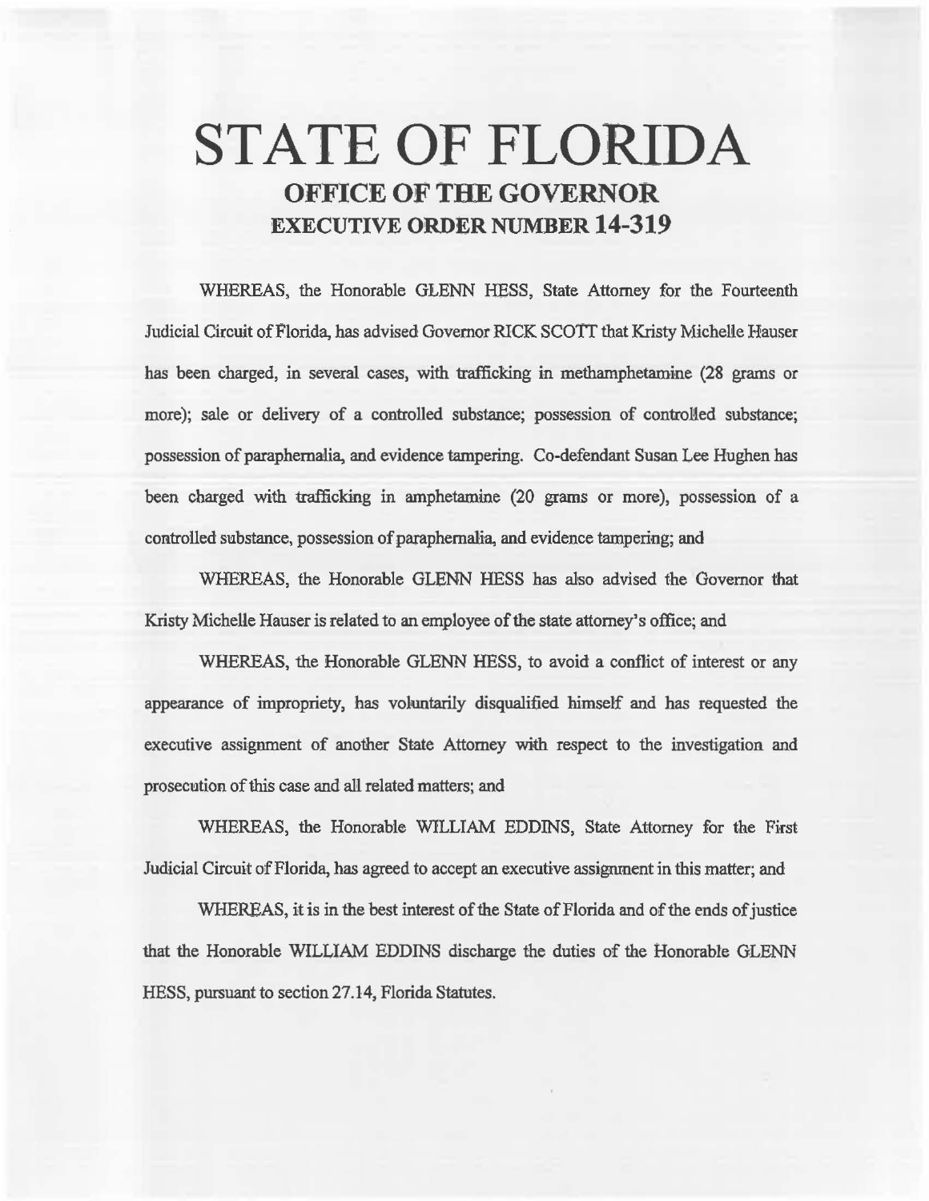# STATE OF FLORIDA

## OFFICE OF THE GOVERNOR

## EXECUTIVE ORDER NUMBER 14-319

WHEREAS, the Honorable GLENN HESS, State Attorney for the Fourteenth Judicial Circuit of Florida, has advised Governor RICK SCOTT that Kristy Michelle Hauser has been charged, in several cases, with trafficking in methamphetamine (28 grams or more); sale or delivery of a controlled substance; possession of controlled substance; possession of paraphernalia, and evidence tampering. Co-defendant Susan Lee Hughen has been charged with trafficking in amphetamine (20 grams or more), possession of a controlled substance, possession of paraphernalia, and evidence tampering; and

WHEREAS, the Honorable GLENN HESS has also advised the Governor that Kristy Michelle Hauser is related to an employee of the state attorney's office; and

WHEREAS, the Honorable GLENN HESS, to avoid a conflict of interest or any appearance of impropriety, has voluntarily disqualified himself and has requested the executive assignment of another State Attorney with respect to the investigation and prosecution of this case and all related matters; and

WHEREAS, the Honorable WILLIAM EDDINS, State Attorney for the First Judicial Circuit of Florida, has agreed to accept an executive assignment in this matter; and

WHEREAS, it is in the best interest of the State of Florida and of the ends of justice that the Honorable WILLIAM EDDINS discharge the duties of the Honorable GLENN HESS, pursuant to section 27.14, Florida Statutes.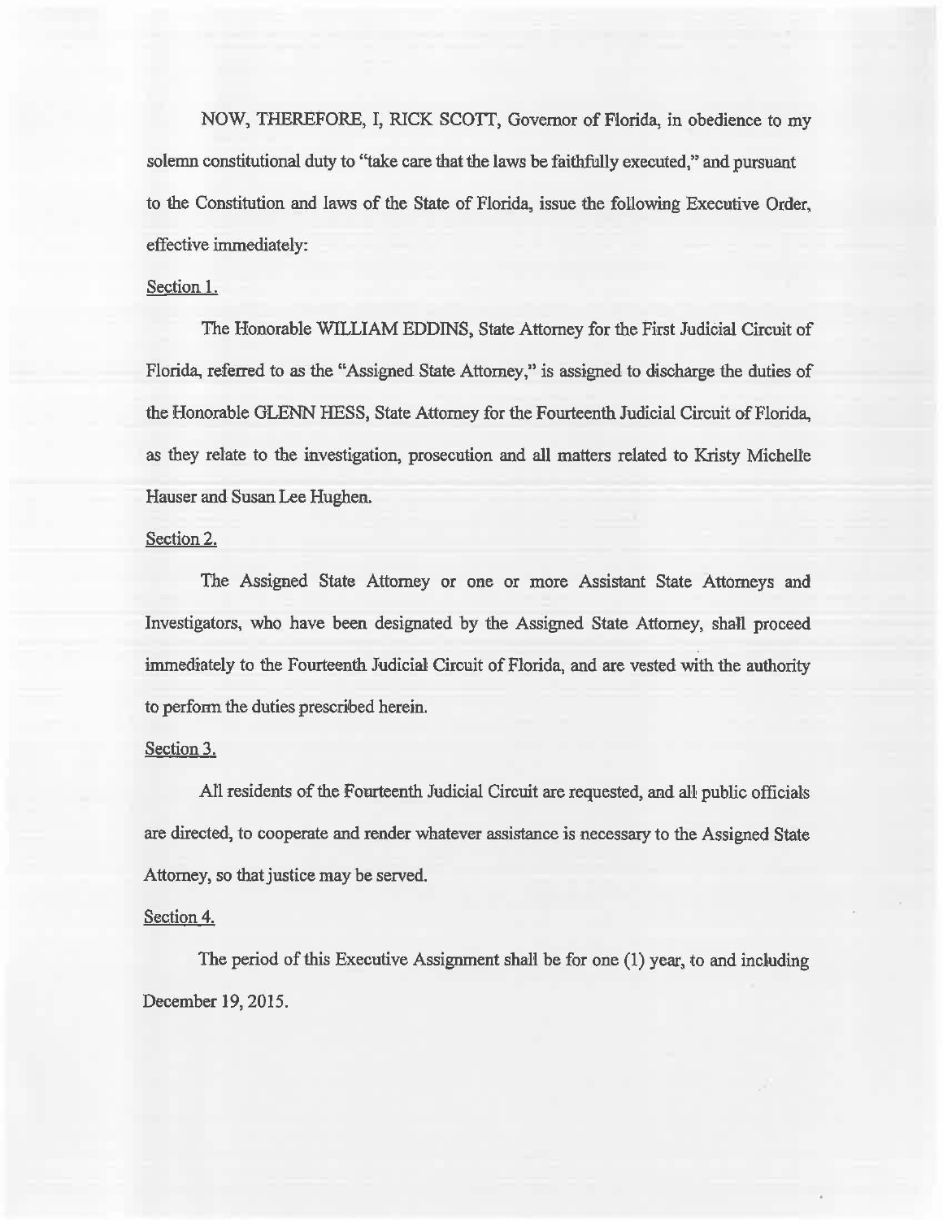NOW, THEREFORE, I, RICK SCOTT, Governor of Florida, in obedience to my solemn constitutional duty to "take care that the laws be faithfully executed," and pursuant to the Constitution and laws of the State of Florida, issue the following Executive Order, effective immediately:

Section 1.

The Honorable WILLIAM EDDINS, State Attorney for the First Judicial Circuit of Florida, referred to as the "Assigned State Attorney," is assigned to discharge the duties of the Honorable GLENN HESS, State Attorney for the Fourteenth Judicial Circuit of Florida, as they relate to the investigation, prosecution and all matters related to Kristy Michelle Hauser and Susan Lee Hughen.

Section 2.

The Assigned State Attorney or one or more Assistant State Attorneys and Investigators, who have been designated by the Assigned State Attorney, shall proceed immediately to the Fourteenth Judicial Circuit of Florida, and are vested with the authority to perform the duties prescribed herein.

Section 3.

All residents of the Fourteenth Judicial Circuit are requested, and all public officials are directed, to cooperate and render whatever assistance is necessary to the Assigned State Attorney, so that justice may be served.

Section 4.

The period of this Executive Assignment shall be for one (1) year, to and including December 19, 2015.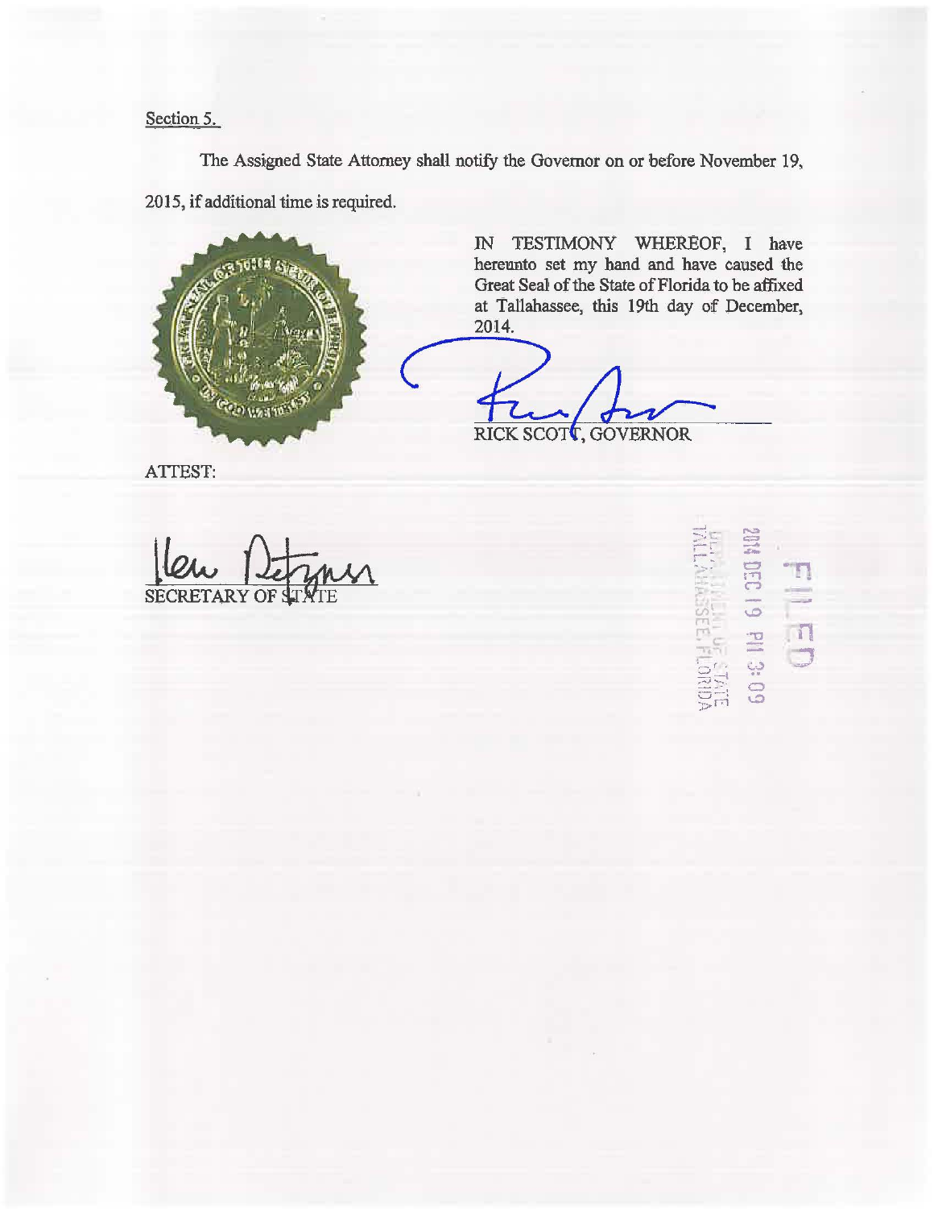Section 5.

The Assigned State Attorney shall notify the Governor on or before November 19, 2015, if additional time is required.

IN TESTIMONY WHEREOF, I have hereunto set my hand and have caused the Great Seal of the State of Florida to be affixed at Tallahassee, this 19th day of December, 2014.

RICK SCOTT, GOVERNOR

ATTEST:

SECRETARY OF STATE

FILED

2014 DEC 19 PM 3:09

DEPARTMENT OF STATE
TALLAHASSEE, FLORIDA